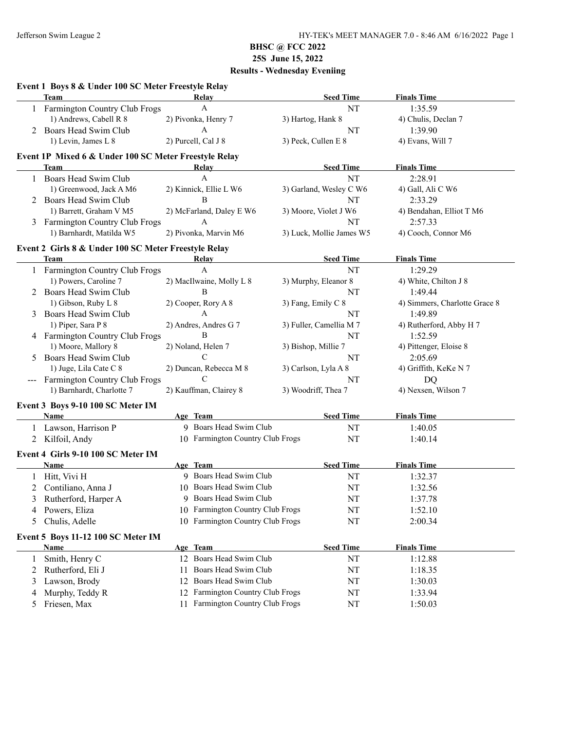# BHSC @ FCC 2022

## 25S June 15, 2022

## Results - Wednesday Eveniing

### Event 1 Boys 8 & Under 100 SC Meter Freestyle Relay

| | Team | Relay | Seed Time | Finals Time |
|---|---|---|---|---|
| 1 | Farmington Country Club Frogs | A | NT | 1:35.59 |
| | 1) Andrews, Cabell R 8 | 2) Pivonka, Henry 7 | 3) Hartog, Hank 8 | 4) Chulis, Declan 7 |
| 2 | Boars Head Swim Club | A | NT | 1:39.90 |
| | 1) Levin, James L 8 | 2) Purcell, Cal J 8 | 3) Peck, Cullen E 8 | 4) Evans, Will 7 |

### Event 1P Mixed 6 & Under 100 SC Meter Freestyle Relay

| | Team | Relay | Seed Time | Finals Time |
|---|---|---|---|---|
| 1 | Boars Head Swim Club | A | NT | 2:28.91 |
| | 1) Greenwood, Jack A M6 | 2) Kinnick, Ellie L W6 | 3) Garland, Wesley C W6 | 4) Gall, Ali C W6 |
| 2 | Boars Head Swim Club | B | NT | 2:33.29 |
| | 1) Barrett, Graham V M5 | 2) McFarland, Daley E W6 | 3) Moore, Violet J W6 | 4) Bendahan, Elliot T M6 |
| 3 | Farmington Country Club Frogs | A | NT | 2:57.33 |
| | 1) Barnhardt, Matilda W5 | 2) Pivonka, Marvin M6 | 3) Luck, Mollie James W5 | 4) Cooch, Connor M6 |

### Event 2 Girls 8 & Under 100 SC Meter Freestyle Relay

| | Team | Relay | Seed Time | Finals Time |
|---|---|---|---|---|
| 1 | Farmington Country Club Frogs | A | NT | 1:29.29 |
| | 1) Powers, Caroline 7 | 2) MacIlwaine, Molly L 8 | 3) Murphy, Eleanor 8 | 4) White, Chilton J 8 |
| 2 | Boars Head Swim Club | B | NT | 1:49.44 |
| | 1) Gibson, Ruby L 8 | 2) Cooper, Rory A 8 | 3) Fang, Emily C 8 | 4) Simmers, Charlotte Grace 8 |
| 3 | Boars Head Swim Club | A | NT | 1:49.89 |
| | 1) Piper, Sara P 8 | 2) Andres, Andres G 7 | 3) Fuller, Camellia M 7 | 4) Rutherford, Abby H 7 |
| 4 | Farmington Country Club Frogs | B | NT | 1:52.59 |
| | 1) Moore, Mallory 8 | 2) Noland, Helen 7 | 3) Bishop, Millie 7 | 4) Pittenger, Eloise 8 |
| 5 | Boars Head Swim Club | C | NT | 2:05.69 |
| | 1) Juge, Lila Cate C 8 | 2) Duncan, Rebecca M 8 | 3) Carlson, Lyla A 8 | 4) Griffith, KeKe N 7 |
| --- | Farmington Country Club Frogs | C | NT | DQ |
| | 1) Barnhardt, Charlotte 7 | 2) Kauffman, Clairey 8 | 3) Woodriff, Thea 7 | 4) Nexsen, Wilson 7 |

### Event 3 Boys 9-10 100 SC Meter IM

| | Name | Age | Team | Seed Time | Finals Time |
|---|---|---|---|---|---|
| 1 | Lawson, Harrison P | 9 | Boars Head Swim Club | NT | 1:40.05 |
| 2 | Kilfoil, Andy | 10 | Farmington Country Club Frogs | NT | 1:40.14 |

### Event 4 Girls 9-10 100 SC Meter IM

| | Name | Age | Team | Seed Time | Finals Time |
|---|---|---|---|---|---|
| 1 | Hitt, Vivi H | 9 | Boars Head Swim Club | NT | 1:32.37 |
| 2 | Contiliano, Anna J | 10 | Boars Head Swim Club | NT | 1:32.56 |
| 3 | Rutherford, Harper A | 9 | Boars Head Swim Club | NT | 1:37.78 |
| 4 | Powers, Eliza | 10 | Farmington Country Club Frogs | NT | 1:52.10 |
| 5 | Chulis, Adelle | 10 | Farmington Country Club Frogs | NT | 2:00.34 |

### Event 5 Boys 11-12 100 SC Meter IM

| | Name | Age | Team | Seed Time | Finals Time |
|---|---|---|---|---|---|
| 1 | Smith, Henry C | 12 | Boars Head Swim Club | NT | 1:12.88 |
| 2 | Rutherford, Eli J | 11 | Boars Head Swim Club | NT | 1:18.35 |
| 3 | Lawson, Brody | 12 | Boars Head Swim Club | NT | 1:30.03 |
| 4 | Murphy, Teddy R | 12 | Farmington Country Club Frogs | NT | 1:33.94 |
| 5 | Friesen, Max | 11 | Farmington Country Club Frogs | NT | 1:50.03 |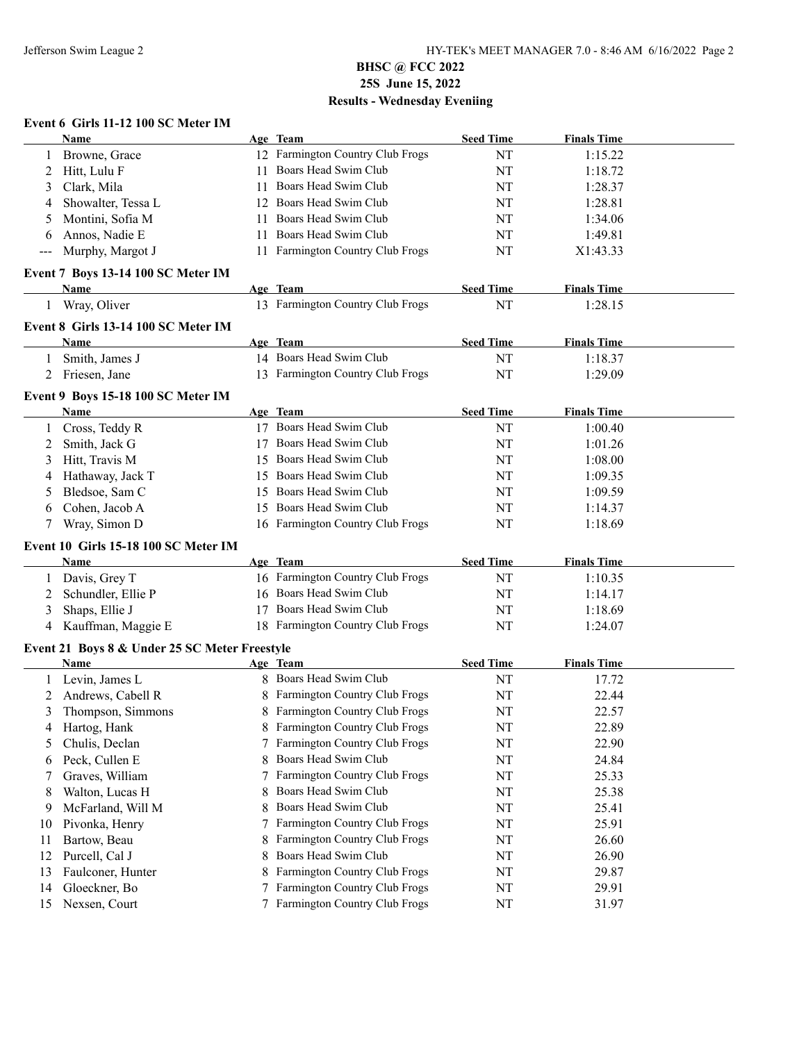## BHSC @ FCC 2022
## 25S June 15, 2022
## Results - Wednesday Eveniing

### Event 6 Girls 11-12 100 SC Meter IM

| | Name | Age | Team | Seed Time | Finals Time |
|---|---|---|---|---|---|
| 1 | Browne, Grace | 12 | Farmington Country Club Frogs | NT | 1:15.22 |
| 2 | Hitt, Lulu F | 11 | Boars Head Swim Club | NT | 1:18.72 |
| 3 | Clark, Mila | 11 | Boars Head Swim Club | NT | 1:28.37 |
| 4 | Showalter, Tessa L | 12 | Boars Head Swim Club | NT | 1:28.81 |
| 5 | Montini, Sofia M | 11 | Boars Head Swim Club | NT | 1:34.06 |
| 6 | Annos, Nadie E | 11 | Boars Head Swim Club | NT | 1:49.81 |
| --- | Murphy, Margot J | 11 | Farmington Country Club Frogs | NT | X1:43.33 |

### Event 7 Boys 13-14 100 SC Meter IM

| | Name | Age | Team | Seed Time | Finals Time |
|---|---|---|---|---|---|
| 1 | Wray, Oliver | 13 | Farmington Country Club Frogs | NT | 1:28.15 |

### Event 8 Girls 13-14 100 SC Meter IM

| | Name | Age | Team | Seed Time | Finals Time |
|---|---|---|---|---|---|
| 1 | Smith, James J | 14 | Boars Head Swim Club | NT | 1:18.37 |
| 2 | Friesen, Jane | 13 | Farmington Country Club Frogs | NT | 1:29.09 |

### Event 9 Boys 15-18 100 SC Meter IM

| | Name | Age | Team | Seed Time | Finals Time |
|---|---|---|---|---|---|
| 1 | Cross, Teddy R | 17 | Boars Head Swim Club | NT | 1:00.40 |
| 2 | Smith, Jack G | 17 | Boars Head Swim Club | NT | 1:01.26 |
| 3 | Hitt, Travis M | 15 | Boars Head Swim Club | NT | 1:08.00 |
| 4 | Hathaway, Jack T | 15 | Boars Head Swim Club | NT | 1:09.35 |
| 5 | Bledsoe, Sam C | 15 | Boars Head Swim Club | NT | 1:09.59 |
| 6 | Cohen, Jacob A | 15 | Boars Head Swim Club | NT | 1:14.37 |
| 7 | Wray, Simon D | 16 | Farmington Country Club Frogs | NT | 1:18.69 |

### Event 10 Girls 15-18 100 SC Meter IM

| | Name | Age | Team | Seed Time | Finals Time |
|---|---|---|---|---|---|
| 1 | Davis, Grey T | 16 | Farmington Country Club Frogs | NT | 1:10.35 |
| 2 | Schundler, Ellie P | 16 | Boars Head Swim Club | NT | 1:14.17 |
| 3 | Shaps, Ellie J | 17 | Boars Head Swim Club | NT | 1:18.69 |
| 4 | Kauffman, Maggie E | 18 | Farmington Country Club Frogs | NT | 1:24.07 |

### Event 21 Boys 8 & Under 25 SC Meter Freestyle

| | Name | Age | Team | Seed Time | Finals Time |
|---|---|---|---|---|---|
| 1 | Levin, James L | 8 | Boars Head Swim Club | NT | 17.72 |
| 2 | Andrews, Cabell R | 8 | Farmington Country Club Frogs | NT | 22.44 |
| 3 | Thompson, Simmons | 8 | Farmington Country Club Frogs | NT | 22.57 |
| 4 | Hartog, Hank | 8 | Farmington Country Club Frogs | NT | 22.89 |
| 5 | Chulis, Declan | 7 | Farmington Country Club Frogs | NT | 22.90 |
| 6 | Peck, Cullen E | 8 | Boars Head Swim Club | NT | 24.84 |
| 7 | Graves, William | 7 | Farmington Country Club Frogs | NT | 25.33 |
| 8 | Walton, Lucas H | 8 | Boars Head Swim Club | NT | 25.38 |
| 9 | McFarland, Will M | 8 | Boars Head Swim Club | NT | 25.41 |
| 10 | Pivonka, Henry | 7 | Farmington Country Club Frogs | NT | 25.91 |
| 11 | Bartow, Beau | 8 | Farmington Country Club Frogs | NT | 26.60 |
| 12 | Purcell, Cal J | 8 | Boars Head Swim Club | NT | 26.90 |
| 13 | Faulconer, Hunter | 8 | Farmington Country Club Frogs | NT | 29.87 |
| 14 | Gloeckner, Bo | 7 | Farmington Country Club Frogs | NT | 29.91 |
| 15 | Nexsen, Court | 7 | Farmington Country Club Frogs | NT | 31.97 |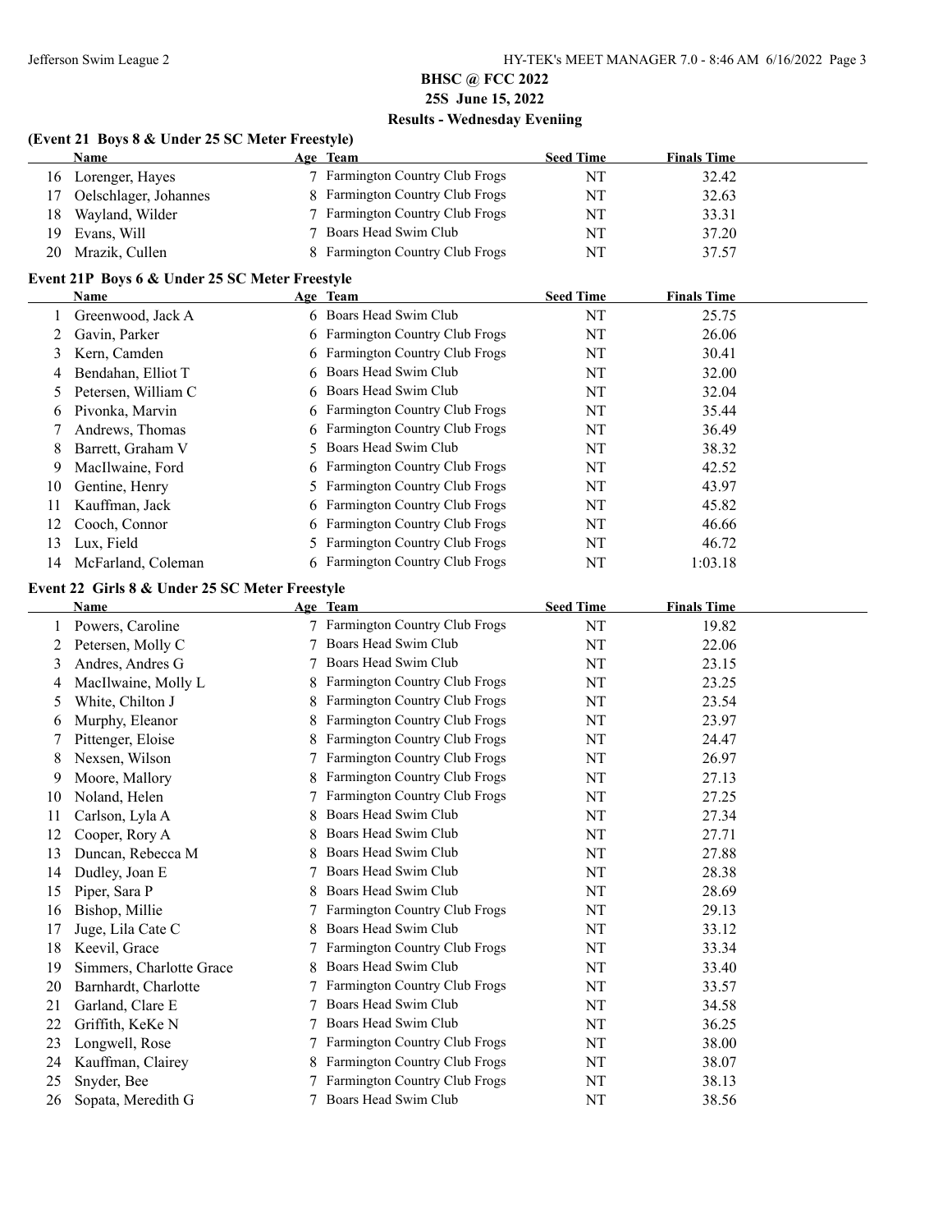## BHSC @ FCC 2022

**25S June 15, 2022**

**Results - Wednesday Eveniing**

### (Event 21 Boys 8 & Under 25 SC Meter Freestyle)

| | Name | Age | Team | Seed Time | Finals Time |
|---|---|---|---|---|---|
| 16 | Lorenger, Hayes | 7 | Farmington Country Club Frogs | NT | 32.42 |
| 17 | Oelschlager, Johannes | 8 | Farmington Country Club Frogs | NT | 32.63 |
| 18 | Wayland, Wilder | 7 | Farmington Country Club Frogs | NT | 33.31 |
| 19 | Evans, Will | 7 | Boars Head Swim Club | NT | 37.20 |
| 20 | Mrazik, Cullen | 8 | Farmington Country Club Frogs | NT | 37.57 |

### Event 21P Boys 6 & Under 25 SC Meter Freestyle

| | Name | Age | Team | Seed Time | Finals Time |
|---|---|---|---|---|---|
| 1 | Greenwood, Jack A | 6 | Boars Head Swim Club | NT | 25.75 |
| 2 | Gavin, Parker | 6 | Farmington Country Club Frogs | NT | 26.06 |
| 3 | Kern, Camden | 6 | Farmington Country Club Frogs | NT | 30.41 |
| 4 | Bendahan, Elliot T | 6 | Boars Head Swim Club | NT | 32.00 |
| 5 | Petersen, William C | 6 | Boars Head Swim Club | NT | 32.04 |
| 6 | Pivonka, Marvin | 6 | Farmington Country Club Frogs | NT | 35.44 |
| 7 | Andrews, Thomas | 6 | Farmington Country Club Frogs | NT | 36.49 |
| 8 | Barrett, Graham V | 5 | Boars Head Swim Club | NT | 38.32 |
| 9 | MacIlwaine, Ford | 6 | Farmington Country Club Frogs | NT | 42.52 |
| 10 | Gentine, Henry | 5 | Farmington Country Club Frogs | NT | 43.97 |
| 11 | Kauffman, Jack | 6 | Farmington Country Club Frogs | NT | 45.82 |
| 12 | Cooch, Connor | 6 | Farmington Country Club Frogs | NT | 46.66 |
| 13 | Lux, Field | 5 | Farmington Country Club Frogs | NT | 46.72 |
| 14 | McFarland, Coleman | 6 | Farmington Country Club Frogs | NT | 1:03.18 |

### Event 22 Girls 8 & Under 25 SC Meter Freestyle

| | Name | Age | Team | Seed Time | Finals Time |
|---|---|---|---|---|---|
| 1 | Powers, Caroline | 7 | Farmington Country Club Frogs | NT | 19.82 |
| 2 | Petersen, Molly C | 7 | Boars Head Swim Club | NT | 22.06 |
| 3 | Andres, Andres G | 7 | Boars Head Swim Club | NT | 23.15 |
| 4 | MacIlwaine, Molly L | 8 | Farmington Country Club Frogs | NT | 23.25 |
| 5 | White, Chilton J | 8 | Farmington Country Club Frogs | NT | 23.54 |
| 6 | Murphy, Eleanor | 8 | Farmington Country Club Frogs | NT | 23.97 |
| 7 | Pittenger, Eloise | 8 | Farmington Country Club Frogs | NT | 24.47 |
| 8 | Nexsen, Wilson | 7 | Farmington Country Club Frogs | NT | 26.97 |
| 9 | Moore, Mallory | 8 | Farmington Country Club Frogs | NT | 27.13 |
| 10 | Noland, Helen | 7 | Farmington Country Club Frogs | NT | 27.25 |
| 11 | Carlson, Lyla A | 8 | Boars Head Swim Club | NT | 27.34 |
| 12 | Cooper, Rory A | 8 | Boars Head Swim Club | NT | 27.71 |
| 13 | Duncan, Rebecca M | 8 | Boars Head Swim Club | NT | 27.88 |
| 14 | Dudley, Joan E | 7 | Boars Head Swim Club | NT | 28.38 |
| 15 | Piper, Sara P | 8 | Boars Head Swim Club | NT | 28.69 |
| 16 | Bishop, Millie | 7 | Farmington Country Club Frogs | NT | 29.13 |
| 17 | Juge, Lila Cate C | 8 | Boars Head Swim Club | NT | 33.12 |
| 18 | Keevil, Grace | 7 | Farmington Country Club Frogs | NT | 33.34 |
| 19 | Simmers, Charlotte Grace | 8 | Boars Head Swim Club | NT | 33.40 |
| 20 | Barnhardt, Charlotte | 7 | Farmington Country Club Frogs | NT | 33.57 |
| 21 | Garland, Clare E | 7 | Boars Head Swim Club | NT | 34.58 |
| 22 | Griffith, KeKe N | 7 | Boars Head Swim Club | NT | 36.25 |
| 23 | Longwell, Rose | 7 | Farmington Country Club Frogs | NT | 38.00 |
| 24 | Kauffman, Clairey | 8 | Farmington Country Club Frogs | NT | 38.07 |
| 25 | Snyder, Bee | 7 | Farmington Country Club Frogs | NT | 38.13 |
| 26 | Sopata, Meredith G | 7 | Boars Head Swim Club | NT | 38.56 |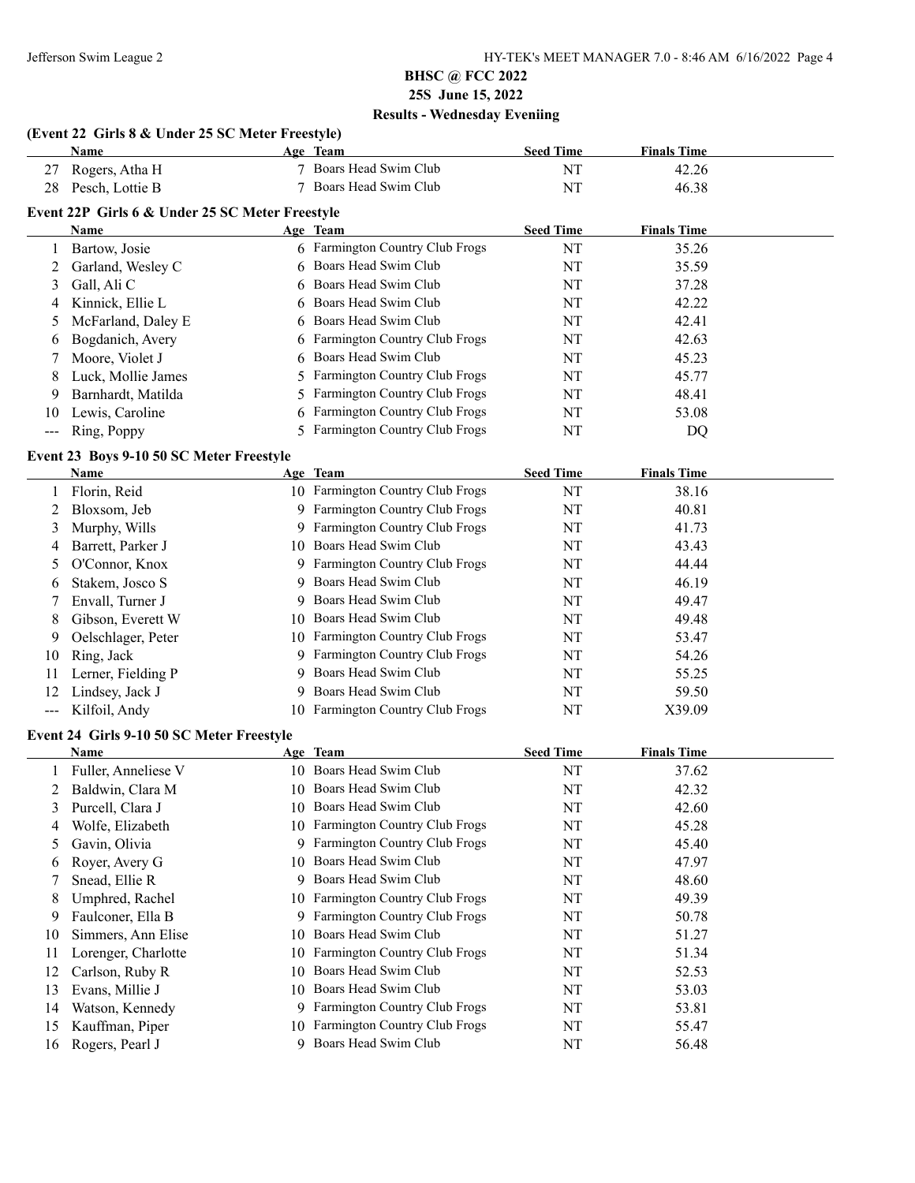## BHSC @ FCC 2022

**25S June 15, 2022**

**Results - Wednesday Eveniing**

### (Event 22 Girls 8 & Under 25 SC Meter Freestyle)

| | Name | Age | Team | Seed Time | Finals Time |
|---|---|---|---|---|---|
| 27 | Rogers, Atha H | 7 | Boars Head Swim Club | NT | 42.26 |
| 28 | Pesch, Lottie B | 7 | Boars Head Swim Club | NT | 46.38 |

### Event 22P Girls 6 & Under 25 SC Meter Freestyle

| | Name | Age | Team | Seed Time | Finals Time |
|---|---|---|---|---|---|
| 1 | Bartow, Josie | 6 | Farmington Country Club Frogs | NT | 35.26 |
| 2 | Garland, Wesley C | 6 | Boars Head Swim Club | NT | 35.59 |
| 3 | Gall, Ali C | 6 | Boars Head Swim Club | NT | 37.28 |
| 4 | Kinnick, Ellie L | 6 | Boars Head Swim Club | NT | 42.22 |
| 5 | McFarland, Daley E | 6 | Boars Head Swim Club | NT | 42.41 |
| 6 | Bogdanich, Avery | 6 | Farmington Country Club Frogs | NT | 42.63 |
| 7 | Moore, Violet J | 6 | Boars Head Swim Club | NT | 45.23 |
| 8 | Luck, Mollie James | 5 | Farmington Country Club Frogs | NT | 45.77 |
| 9 | Barnhardt, Matilda | 5 | Farmington Country Club Frogs | NT | 48.41 |
| 10 | Lewis, Caroline | 6 | Farmington Country Club Frogs | NT | 53.08 |
| --- | Ring, Poppy | 5 | Farmington Country Club Frogs | NT | DQ |

### Event 23 Boys 9-10 50 SC Meter Freestyle

| | Name | Age | Team | Seed Time | Finals Time |
|---|---|---|---|---|---|
| 1 | Florin, Reid | 10 | Farmington Country Club Frogs | NT | 38.16 |
| 2 | Bloxsom, Jeb | 9 | Farmington Country Club Frogs | NT | 40.81 |
| 3 | Murphy, Wills | 9 | Farmington Country Club Frogs | NT | 41.73 |
| 4 | Barrett, Parker J | 10 | Boars Head Swim Club | NT | 43.43 |
| 5 | O'Connor, Knox | 9 | Farmington Country Club Frogs | NT | 44.44 |
| 6 | Stakem, Josco S | 9 | Boars Head Swim Club | NT | 46.19 |
| 7 | Envall, Turner J | 9 | Boars Head Swim Club | NT | 49.47 |
| 8 | Gibson, Everett W | 10 | Boars Head Swim Club | NT | 49.48 |
| 9 | Oelschlager, Peter | 10 | Farmington Country Club Frogs | NT | 53.47 |
| 10 | Ring, Jack | 9 | Farmington Country Club Frogs | NT | 54.26 |
| 11 | Lerner, Fielding P | 9 | Boars Head Swim Club | NT | 55.25 |
| 12 | Lindsey, Jack J | 9 | Boars Head Swim Club | NT | 59.50 |
| --- | Kilfoil, Andy | 10 | Farmington Country Club Frogs | NT | X39.09 |

### Event 24 Girls 9-10 50 SC Meter Freestyle

| | Name | Age | Team | Seed Time | Finals Time |
|---|---|---|---|---|---|
| 1 | Fuller, Anneliese V | 10 | Boars Head Swim Club | NT | 37.62 |
| 2 | Baldwin, Clara M | 10 | Boars Head Swim Club | NT | 42.32 |
| 3 | Purcell, Clara J | 10 | Boars Head Swim Club | NT | 42.60 |
| 4 | Wolfe, Elizabeth | 10 | Farmington Country Club Frogs | NT | 45.28 |
| 5 | Gavin, Olivia | 9 | Farmington Country Club Frogs | NT | 45.40 |
| 6 | Royer, Avery G | 10 | Boars Head Swim Club | NT | 47.97 |
| 7 | Snead, Ellie R | 9 | Boars Head Swim Club | NT | 48.60 |
| 8 | Umphred, Rachel | 10 | Farmington Country Club Frogs | NT | 49.39 |
| 9 | Faulconer, Ella B | 9 | Farmington Country Club Frogs | NT | 50.78 |
| 10 | Simmers, Ann Elise | 10 | Boars Head Swim Club | NT | 51.27 |
| 11 | Lorenger, Charlotte | 10 | Farmington Country Club Frogs | NT | 51.34 |
| 12 | Carlson, Ruby R | 10 | Boars Head Swim Club | NT | 52.53 |
| 13 | Evans, Millie J | 10 | Boars Head Swim Club | NT | 53.03 |
| 14 | Watson, Kennedy | 9 | Farmington Country Club Frogs | NT | 53.81 |
| 15 | Kauffman, Piper | 10 | Farmington Country Club Frogs | NT | 55.47 |
| 16 | Rogers, Pearl J | 9 | Boars Head Swim Club | NT | 56.48 |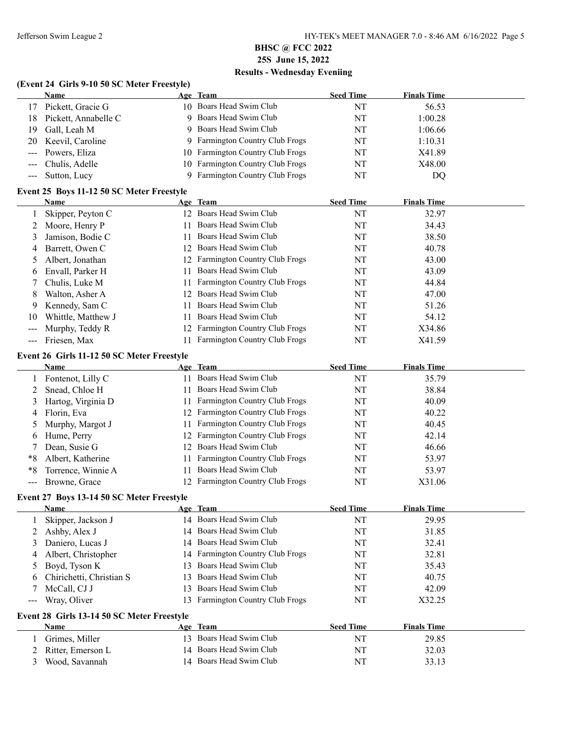## BHSC @ FCC 2022

**25S June 15, 2022**

**Results - Wednesday Eveniing**

### (Event 24 Girls 9-10 50 SC Meter Freestyle)

| | Name | Age | Team | Seed Time | Finals Time |
|---|---|---|---|---|---|
| 17 | Pickett, Gracie G | 10 | Boars Head Swim Club | NT | 56.53 |
| 18 | Pickett, Annabelle C | 9 | Boars Head Swim Club | NT | 1:00.28 |
| 19 | Gall, Leah M | 9 | Boars Head Swim Club | NT | 1:06.66 |
| 20 | Keevil, Caroline | 9 | Farmington Country Club Frogs | NT | 1:10.31 |
| --- | Powers, Eliza | 10 | Farmington Country Club Frogs | NT | X41.89 |
| --- | Chulis, Adelle | 10 | Farmington Country Club Frogs | NT | X48.00 |
| --- | Sutton, Lucy | 9 | Farmington Country Club Frogs | NT | DQ |

### Event 25 Boys 11-12 50 SC Meter Freestyle

| | Name | Age | Team | Seed Time | Finals Time |
|---|---|---|---|---|---|
| 1 | Skipper, Peyton C | 12 | Boars Head Swim Club | NT | 32.97 |
| 2 | Moore, Henry P | 11 | Boars Head Swim Club | NT | 34.43 |
| 3 | Jamison, Bodie C | 11 | Boars Head Swim Club | NT | 38.50 |
| 4 | Barrett, Owen C | 12 | Boars Head Swim Club | NT | 40.78 |
| 5 | Albert, Jonathan | 12 | Farmington Country Club Frogs | NT | 43.00 |
| 6 | Envall, Parker H | 11 | Boars Head Swim Club | NT | 43.09 |
| 7 | Chulis, Luke M | 11 | Farmington Country Club Frogs | NT | 44.84 |
| 8 | Walton, Asher A | 12 | Boars Head Swim Club | NT | 47.00 |
| 9 | Kennedy, Sam C | 11 | Boars Head Swim Club | NT | 51.26 |
| 10 | Whittle, Matthew J | 11 | Boars Head Swim Club | NT | 54.12 |
| --- | Murphy, Teddy R | 12 | Farmington Country Club Frogs | NT | X34.86 |
| --- | Friesen, Max | 11 | Farmington Country Club Frogs | NT | X41.59 |

### Event 26 Girls 11-12 50 SC Meter Freestyle

| | Name | Age | Team | Seed Time | Finals Time |
|---|---|---|---|---|---|
| 1 | Fontenot, Lilly C | 11 | Boars Head Swim Club | NT | 35.79 |
| 2 | Snead, Chloe H | 11 | Boars Head Swim Club | NT | 38.84 |
| 3 | Hartog, Virginia D | 11 | Farmington Country Club Frogs | NT | 40.09 |
| 4 | Florin, Eva | 12 | Farmington Country Club Frogs | NT | 40.22 |
| 5 | Murphy, Margot J | 11 | Farmington Country Club Frogs | NT | 40.45 |
| 6 | Hume, Perry | 12 | Farmington Country Club Frogs | NT | 42.14 |
| 7 | Dean, Susie G | 12 | Boars Head Swim Club | NT | 46.66 |
| *8 | Albert, Katherine | 11 | Farmington Country Club Frogs | NT | 53.97 |
| *8 | Torrence, Winnie A | 11 | Boars Head Swim Club | NT | 53.97 |
| --- | Browne, Grace | 12 | Farmington Country Club Frogs | NT | X31.06 |

### Event 27 Boys 13-14 50 SC Meter Freestyle

| | Name | Age | Team | Seed Time | Finals Time |
|---|---|---|---|---|---|
| 1 | Skipper, Jackson J | 14 | Boars Head Swim Club | NT | 29.95 |
| 2 | Ashby, Alex J | 14 | Boars Head Swim Club | NT | 31.85 |
| 3 | Daniero, Lucas J | 14 | Boars Head Swim Club | NT | 32.41 |
| 4 | Albert, Christopher | 14 | Farmington Country Club Frogs | NT | 32.81 |
| 5 | Boyd, Tyson K | 13 | Boars Head Swim Club | NT | 35.43 |
| 6 | Chirichetti, Christian S | 13 | Boars Head Swim Club | NT | 40.75 |
| 7 | McCall, CJ J | 13 | Boars Head Swim Club | NT | 42.09 |
| --- | Wray, Oliver | 13 | Farmington Country Club Frogs | NT | X32.25 |

### Event 28 Girls 13-14 50 SC Meter Freestyle

| | Name | Age | Team | Seed Time | Finals Time |
|---|---|---|---|---|---|
| 1 | Grimes, Miller | 13 | Boars Head Swim Club | NT | 29.85 |
| 2 | Ritter, Emerson L | 14 | Boars Head Swim Club | NT | 32.03 |
| 3 | Wood, Savannah | 14 | Boars Head Swim Club | NT | 33.13 |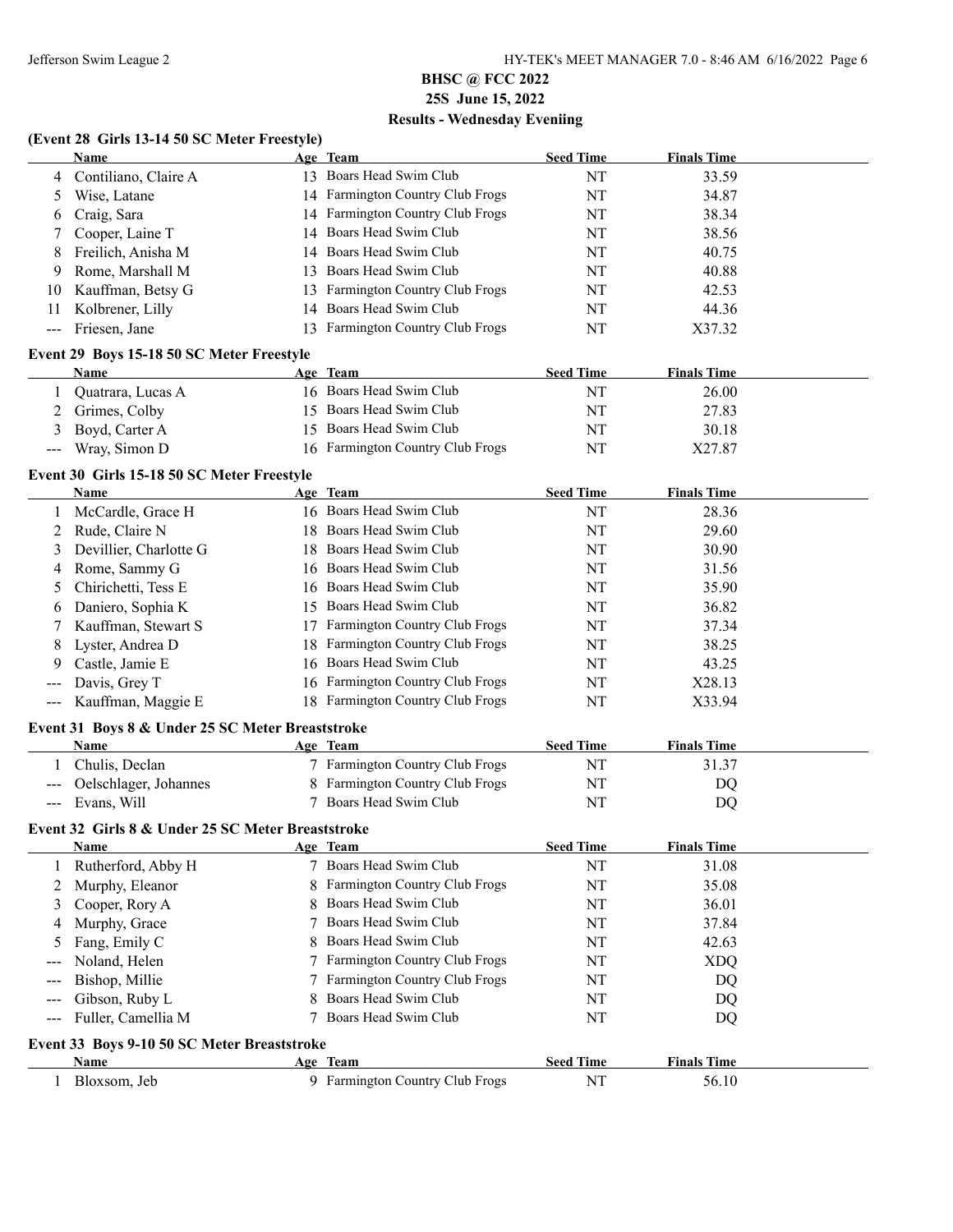## BHSC @ FCC 2022
## 25S June 15, 2022
## Results - Wednesday Eveniing

### (Event 28 Girls 13-14 50 SC Meter Freestyle)

| | Name | Age | Team | Seed Time | Finals Time |
|---|---|---|---|---|---|
| 4 | Contiliano, Claire A | 13 | Boars Head Swim Club | NT | 33.59 |
| 5 | Wise, Latane | 14 | Farmington Country Club Frogs | NT | 34.87 |
| 6 | Craig, Sara | 14 | Farmington Country Club Frogs | NT | 38.34 |
| 7 | Cooper, Laine T | 14 | Boars Head Swim Club | NT | 38.56 |
| 8 | Freilich, Anisha M | 14 | Boars Head Swim Club | NT | 40.75 |
| 9 | Rome, Marshall M | 13 | Boars Head Swim Club | NT | 40.88 |
| 10 | Kauffman, Betsy G | 13 | Farmington Country Club Frogs | NT | 42.53 |
| 11 | Kolbrener, Lilly | 14 | Boars Head Swim Club | NT | 44.36 |
| --- | Friesen, Jane | 13 | Farmington Country Club Frogs | NT | X37.32 |

### Event 29 Boys 15-18 50 SC Meter Freestyle

| | Name | Age | Team | Seed Time | Finals Time |
|---|---|---|---|---|---|
| 1 | Quatrara, Lucas A | 16 | Boars Head Swim Club | NT | 26.00 |
| 2 | Grimes, Colby | 15 | Boars Head Swim Club | NT | 27.83 |
| 3 | Boyd, Carter A | 15 | Boars Head Swim Club | NT | 30.18 |
| --- | Wray, Simon D | 16 | Farmington Country Club Frogs | NT | X27.87 |

### Event 30 Girls 15-18 50 SC Meter Freestyle

| | Name | Age | Team | Seed Time | Finals Time |
|---|---|---|---|---|---|
| 1 | McCardle, Grace H | 16 | Boars Head Swim Club | NT | 28.36 |
| 2 | Rude, Claire N | 18 | Boars Head Swim Club | NT | 29.60 |
| 3 | Devillier, Charlotte G | 18 | Boars Head Swim Club | NT | 30.90 |
| 4 | Rome, Sammy G | 16 | Boars Head Swim Club | NT | 31.56 |
| 5 | Chirichetti, Tess E | 16 | Boars Head Swim Club | NT | 35.90 |
| 6 | Daniero, Sophia K | 15 | Boars Head Swim Club | NT | 36.82 |
| 7 | Kauffman, Stewart S | 17 | Farmington Country Club Frogs | NT | 37.34 |
| 8 | Lyster, Andrea D | 18 | Farmington Country Club Frogs | NT | 38.25 |
| 9 | Castle, Jamie E | 16 | Boars Head Swim Club | NT | 43.25 |
| --- | Davis, Grey T | 16 | Farmington Country Club Frogs | NT | X28.13 |
| --- | Kauffman, Maggie E | 18 | Farmington Country Club Frogs | NT | X33.94 |

### Event 31 Boys 8 & Under 25 SC Meter Breaststroke

| | Name | Age | Team | Seed Time | Finals Time |
|---|---|---|---|---|---|
| 1 | Chulis, Declan | 7 | Farmington Country Club Frogs | NT | 31.37 |
| --- | Oelschlager, Johannes | 8 | Farmington Country Club Frogs | NT | DQ |
| --- | Evans, Will | 7 | Boars Head Swim Club | NT | DQ |

### Event 32 Girls 8 & Under 25 SC Meter Breaststroke

| | Name | Age | Team | Seed Time | Finals Time |
|---|---|---|---|---|---|
| 1 | Rutherford, Abby H | 7 | Boars Head Swim Club | NT | 31.08 |
| 2 | Murphy, Eleanor | 8 | Farmington Country Club Frogs | NT | 35.08 |
| 3 | Cooper, Rory A | 8 | Boars Head Swim Club | NT | 36.01 |
| 4 | Murphy, Grace | 7 | Boars Head Swim Club | NT | 37.84 |
| 5 | Fang, Emily C | 8 | Boars Head Swim Club | NT | 42.63 |
| --- | Noland, Helen | 7 | Farmington Country Club Frogs | NT | XDQ |
| --- | Bishop, Millie | 7 | Farmington Country Club Frogs | NT | DQ |
| --- | Gibson, Ruby L | 8 | Boars Head Swim Club | NT | DQ |
| --- | Fuller, Camellia M | 7 | Boars Head Swim Club | NT | DQ |

### Event 33 Boys 9-10 50 SC Meter Breaststroke

| | Name | Age | Team | Seed Time | Finals Time |
|---|---|---|---|---|---|
| 1 | Bloxsom, Jeb | 9 | Farmington Country Club Frogs | NT | 56.10 |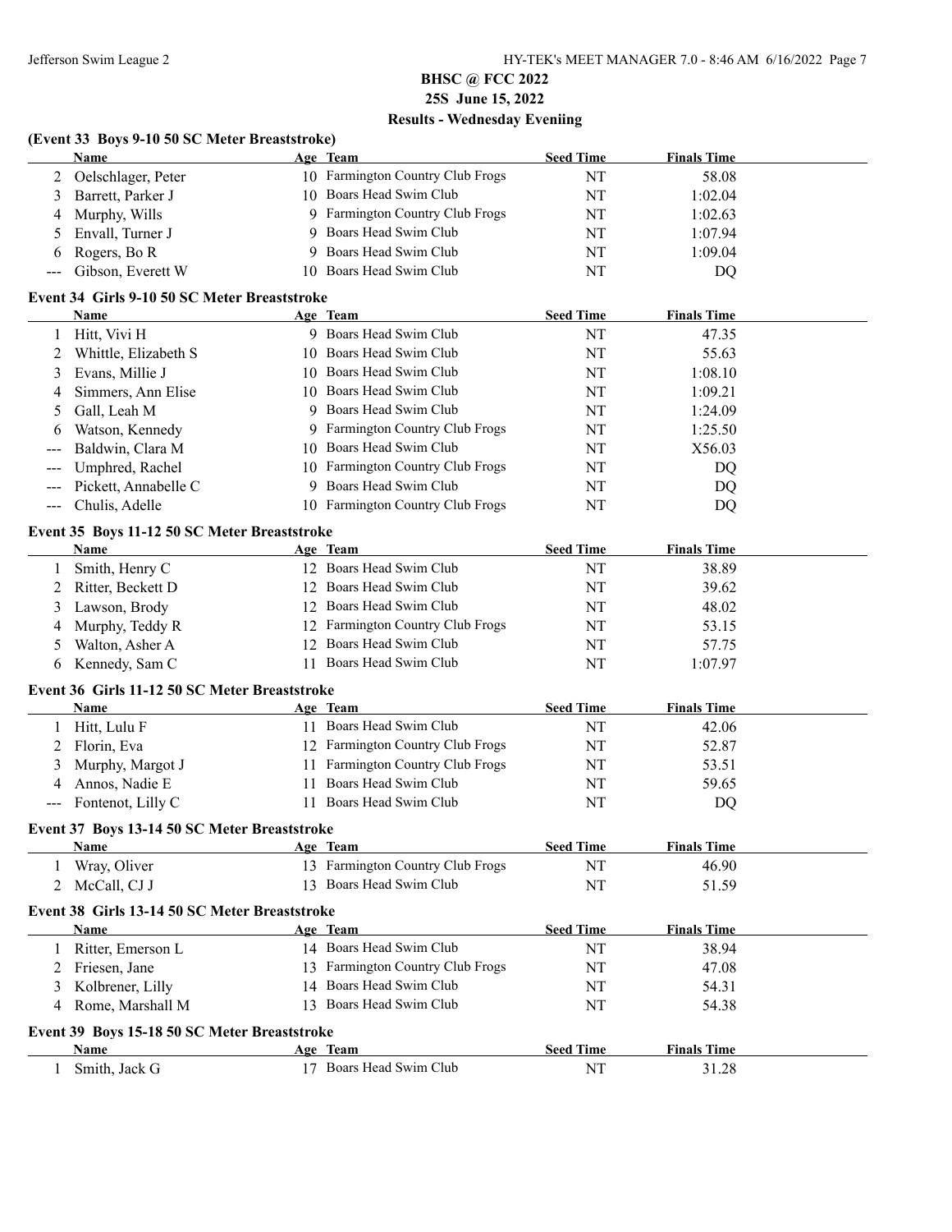# BHSC @ FCC 2022
## 25S June 15, 2022
## Results - Wednesday Eveniing

### (Event 33 Boys 9-10 50 SC Meter Breaststroke)

| | Name | Age | Team | Seed Time | Finals Time |
|---|---|---|---|---|---|
| 2 | Oelschlager, Peter | 10 | Farmington Country Club Frogs | NT | 58.08 |
| 3 | Barrett, Parker J | 10 | Boars Head Swim Club | NT | 1:02.04 |
| 4 | Murphy, Wills | 9 | Farmington Country Club Frogs | NT | 1:02.63 |
| 5 | Envall, Turner J | 9 | Boars Head Swim Club | NT | 1:07.94 |
| 6 | Rogers, Bo R | 9 | Boars Head Swim Club | NT | 1:09.04 |
| --- | Gibson, Everett W | 10 | Boars Head Swim Club | NT | DQ |

### Event 34 Girls 9-10 50 SC Meter Breaststroke

| | Name | Age | Team | Seed Time | Finals Time |
|---|---|---|---|---|---|
| 1 | Hitt, Vivi H | 9 | Boars Head Swim Club | NT | 47.35 |
| 2 | Whittle, Elizabeth S | 10 | Boars Head Swim Club | NT | 55.63 |
| 3 | Evans, Millie J | 10 | Boars Head Swim Club | NT | 1:08.10 |
| 4 | Simmers, Ann Elise | 10 | Boars Head Swim Club | NT | 1:09.21 |
| 5 | Gall, Leah M | 9 | Boars Head Swim Club | NT | 1:24.09 |
| 6 | Watson, Kennedy | 9 | Farmington Country Club Frogs | NT | 1:25.50 |
| --- | Baldwin, Clara M | 10 | Boars Head Swim Club | NT | X56.03 |
| --- | Umphred, Rachel | 10 | Farmington Country Club Frogs | NT | DQ |
| --- | Pickett, Annabelle C | 9 | Boars Head Swim Club | NT | DQ |
| --- | Chulis, Adelle | 10 | Farmington Country Club Frogs | NT | DQ |

### Event 35 Boys 11-12 50 SC Meter Breaststroke

| | Name | Age | Team | Seed Time | Finals Time |
|---|---|---|---|---|---|
| 1 | Smith, Henry C | 12 | Boars Head Swim Club | NT | 38.89 |
| 2 | Ritter, Beckett D | 12 | Boars Head Swim Club | NT | 39.62 |
| 3 | Lawson, Brody | 12 | Boars Head Swim Club | NT | 48.02 |
| 4 | Murphy, Teddy R | 12 | Farmington Country Club Frogs | NT | 53.15 |
| 5 | Walton, Asher A | 12 | Boars Head Swim Club | NT | 57.75 |
| 6 | Kennedy, Sam C | 11 | Boars Head Swim Club | NT | 1:07.97 |

### Event 36 Girls 11-12 50 SC Meter Breaststroke

| | Name | Age | Team | Seed Time | Finals Time |
|---|---|---|---|---|---|
| 1 | Hitt, Lulu F | 11 | Boars Head Swim Club | NT | 42.06 |
| 2 | Florin, Eva | 12 | Farmington Country Club Frogs | NT | 52.87 |
| 3 | Murphy, Margot J | 11 | Farmington Country Club Frogs | NT | 53.51 |
| 4 | Annos, Nadie E | 11 | Boars Head Swim Club | NT | 59.65 |
| --- | Fontenot, Lilly C | 11 | Boars Head Swim Club | NT | DQ |

### Event 37 Boys 13-14 50 SC Meter Breaststroke

| | Name | Age | Team | Seed Time | Finals Time |
|---|---|---|---|---|---|
| 1 | Wray, Oliver | 13 | Farmington Country Club Frogs | NT | 46.90 |
| 2 | McCall, CJ J | 13 | Boars Head Swim Club | NT | 51.59 |

### Event 38 Girls 13-14 50 SC Meter Breaststroke

| | Name | Age | Team | Seed Time | Finals Time |
|---|---|---|---|---|---|
| 1 | Ritter, Emerson L | 14 | Boars Head Swim Club | NT | 38.94 |
| 2 | Friesen, Jane | 13 | Farmington Country Club Frogs | NT | 47.08 |
| 3 | Kolbrener, Lilly | 14 | Boars Head Swim Club | NT | 54.31 |
| 4 | Rome, Marshall M | 13 | Boars Head Swim Club | NT | 54.38 |

### Event 39 Boys 15-18 50 SC Meter Breaststroke

| | Name | Age | Team | Seed Time | Finals Time |
|---|---|---|---|---|---|
| 1 | Smith, Jack G | 17 | Boars Head Swim Club | NT | 31.28 |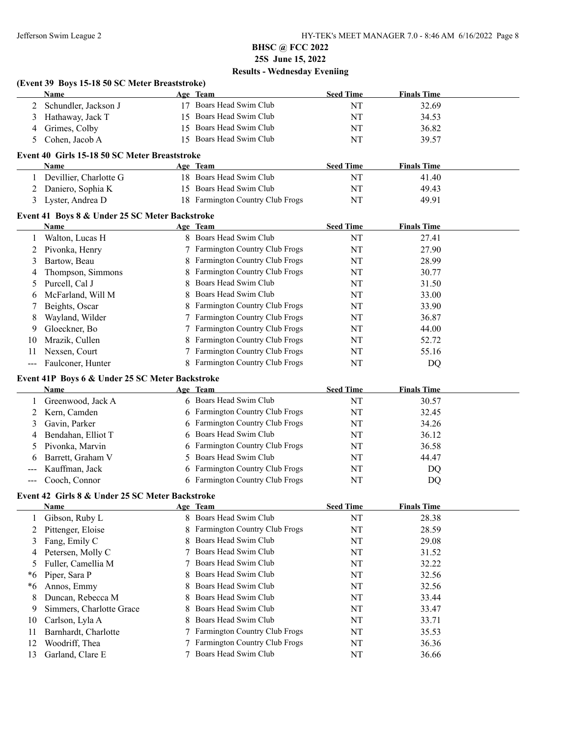## BHSC @ FCC 2022
## 25S June 15, 2022
## Results - Wednesday Eveniing

### (Event 39 Boys 15-18 50 SC Meter Breaststroke)

| | Name | Age | Team | Seed Time | Finals Time |
|---|---|---|---|---|---|
| 2 | Schundler, Jackson J | 17 | Boars Head Swim Club | NT | 32.69 |
| 3 | Hathaway, Jack T | 15 | Boars Head Swim Club | NT | 34.53 |
| 4 | Grimes, Colby | 15 | Boars Head Swim Club | NT | 36.82 |
| 5 | Cohen, Jacob A | 15 | Boars Head Swim Club | NT | 39.57 |

### Event 40 Girls 15-18 50 SC Meter Breaststroke

| | Name | Age | Team | Seed Time | Finals Time |
|---|---|---|---|---|---|
| 1 | Devillier, Charlotte G | 18 | Boars Head Swim Club | NT | 41.40 |
| 2 | Daniero, Sophia K | 15 | Boars Head Swim Club | NT | 49.43 |
| 3 | Lyster, Andrea D | 18 | Farmington Country Club Frogs | NT | 49.91 |

### Event 41 Boys 8 & Under 25 SC Meter Backstroke

| | Name | Age | Team | Seed Time | Finals Time |
|---|---|---|---|---|---|
| 1 | Walton, Lucas H | 8 | Boars Head Swim Club | NT | 27.41 |
| 2 | Pivonka, Henry | 7 | Farmington Country Club Frogs | NT | 27.90 |
| 3 | Bartow, Beau | 8 | Farmington Country Club Frogs | NT | 28.99 |
| 4 | Thompson, Simmons | 8 | Farmington Country Club Frogs | NT | 30.77 |
| 5 | Purcell, Cal J | 8 | Boars Head Swim Club | NT | 31.50 |
| 6 | McFarland, Will M | 8 | Boars Head Swim Club | NT | 33.00 |
| 7 | Beights, Oscar | 8 | Farmington Country Club Frogs | NT | 33.90 |
| 8 | Wayland, Wilder | 7 | Farmington Country Club Frogs | NT | 36.87 |
| 9 | Gloeckner, Bo | 7 | Farmington Country Club Frogs | NT | 44.00 |
| 10 | Mrazik, Cullen | 8 | Farmington Country Club Frogs | NT | 52.72 |
| 11 | Nexsen, Court | 7 | Farmington Country Club Frogs | NT | 55.16 |
| --- | Faulconer, Hunter | 8 | Farmington Country Club Frogs | NT | DQ |

### Event 41P Boys 6 & Under 25 SC Meter Backstroke

| | Name | Age | Team | Seed Time | Finals Time |
|---|---|---|---|---|---|
| 1 | Greenwood, Jack A | 6 | Boars Head Swim Club | NT | 30.57 |
| 2 | Kern, Camden | 6 | Farmington Country Club Frogs | NT | 32.45 |
| 3 | Gavin, Parker | 6 | Farmington Country Club Frogs | NT | 34.26 |
| 4 | Bendahan, Elliot T | 6 | Boars Head Swim Club | NT | 36.12 |
| 5 | Pivonka, Marvin | 6 | Farmington Country Club Frogs | NT | 36.58 |
| 6 | Barrett, Graham V | 5 | Boars Head Swim Club | NT | 44.47 |
| --- | Kauffman, Jack | 6 | Farmington Country Club Frogs | NT | DQ |
| --- | Cooch, Connor | 6 | Farmington Country Club Frogs | NT | DQ |

### Event 42 Girls 8 & Under 25 SC Meter Backstroke

| | Name | Age | Team | Seed Time | Finals Time |
|---|---|---|---|---|---|
| 1 | Gibson, Ruby L | 8 | Boars Head Swim Club | NT | 28.38 |
| 2 | Pittenger, Eloise | 8 | Farmington Country Club Frogs | NT | 28.59 |
| 3 | Fang, Emily C | 8 | Boars Head Swim Club | NT | 29.08 |
| 4 | Petersen, Molly C | 7 | Boars Head Swim Club | NT | 31.52 |
| 5 | Fuller, Camellia M | 7 | Boars Head Swim Club | NT | 32.22 |
| *6 | Piper, Sara P | 8 | Boars Head Swim Club | NT | 32.56 |
| *6 | Annos, Emmy | 8 | Boars Head Swim Club | NT | 32.56 |
| 8 | Duncan, Rebecca M | 8 | Boars Head Swim Club | NT | 33.44 |
| 9 | Simmers, Charlotte Grace | 8 | Boars Head Swim Club | NT | 33.47 |
| 10 | Carlson, Lyla A | 8 | Boars Head Swim Club | NT | 33.71 |
| 11 | Barnhardt, Charlotte | 7 | Farmington Country Club Frogs | NT | 35.53 |
| 12 | Woodriff, Thea | 7 | Farmington Country Club Frogs | NT | 36.36 |
| 13 | Garland, Clare E | 7 | Boars Head Swim Club | NT | 36.66 |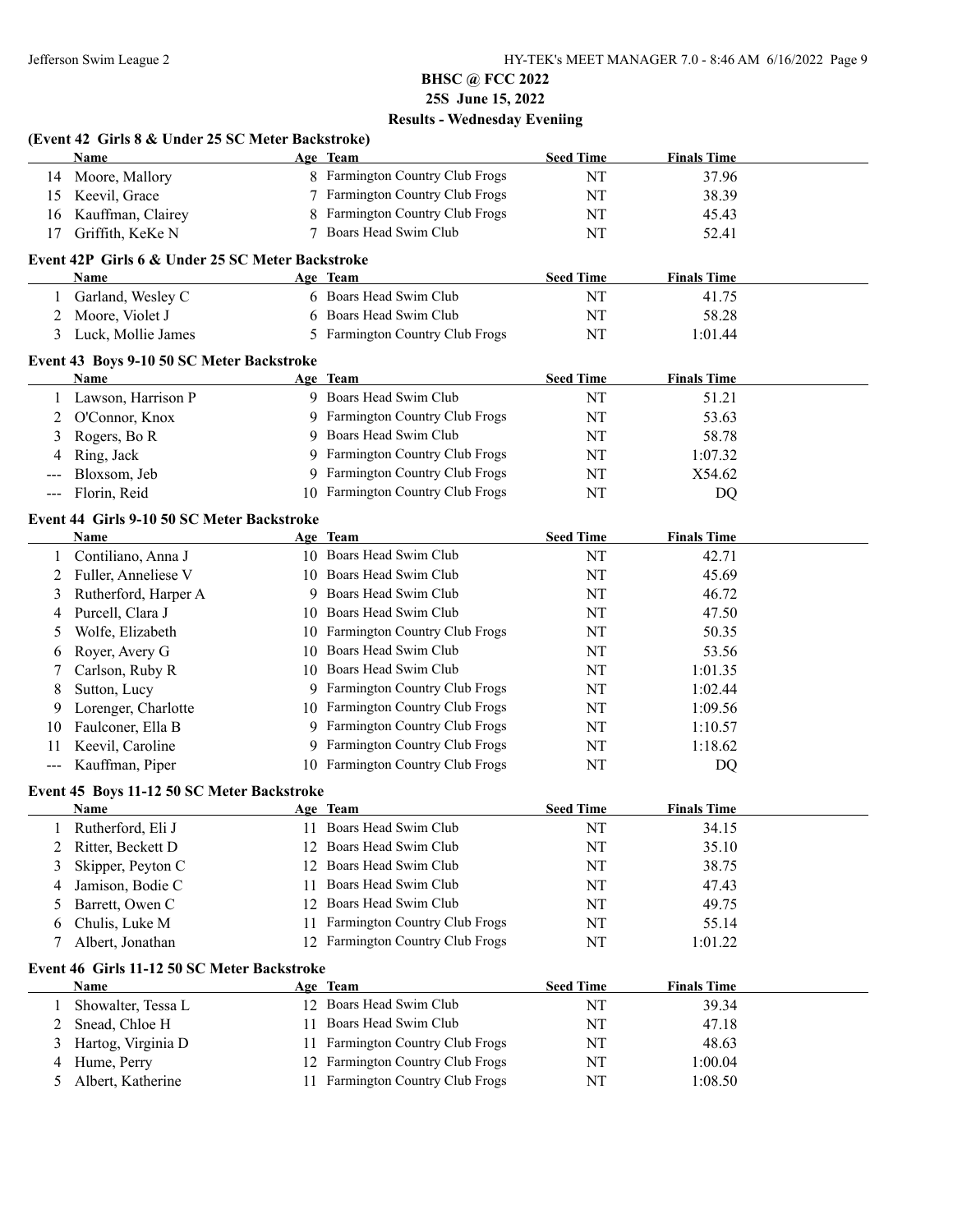**BHSC @ FCC 2022**

**25S June 15, 2022**

**Results - Wednesday Eveniing**

### (Event 42 Girls 8 & Under 25 SC Meter Backstroke)

| | Name | Age | Team | Seed Time | Finals Time |
|---|---|---|---|---|---|
| 14 | Moore, Mallory | 8 | Farmington Country Club Frogs | NT | 37.96 |
| 15 | Keevil, Grace | 7 | Farmington Country Club Frogs | NT | 38.39 |
| 16 | Kauffman, Clairey | 8 | Farmington Country Club Frogs | NT | 45.43 |
| 17 | Griffith, KeKe N | 7 | Boars Head Swim Club | NT | 52.41 |

### Event 42P Girls 6 & Under 25 SC Meter Backstroke

| | Name | Age | Team | Seed Time | Finals Time |
|---|---|---|---|---|---|
| 1 | Garland, Wesley C | 6 | Boars Head Swim Club | NT | 41.75 |
| 2 | Moore, Violet J | 6 | Boars Head Swim Club | NT | 58.28 |
| 3 | Luck, Mollie James | 5 | Farmington Country Club Frogs | NT | 1:01.44 |

### Event 43 Boys 9-10 50 SC Meter Backstroke

| | Name | Age | Team | Seed Time | Finals Time |
|---|---|---|---|---|---|
| 1 | Lawson, Harrison P | 9 | Boars Head Swim Club | NT | 51.21 |
| 2 | O'Connor, Knox | 9 | Farmington Country Club Frogs | NT | 53.63 |
| 3 | Rogers, Bo R | 9 | Boars Head Swim Club | NT | 58.78 |
| 4 | Ring, Jack | 9 | Farmington Country Club Frogs | NT | 1:07.32 |
| --- | Bloxsom, Jeb | 9 | Farmington Country Club Frogs | NT | X54.62 |
| --- | Florin, Reid | 10 | Farmington Country Club Frogs | NT | DQ |

### Event 44 Girls 9-10 50 SC Meter Backstroke

| | Name | Age | Team | Seed Time | Finals Time |
|---|---|---|---|---|---|
| 1 | Contiliano, Anna J | 10 | Boars Head Swim Club | NT | 42.71 |
| 2 | Fuller, Anneliese V | 10 | Boars Head Swim Club | NT | 45.69 |
| 3 | Rutherford, Harper A | 9 | Boars Head Swim Club | NT | 46.72 |
| 4 | Purcell, Clara J | 10 | Boars Head Swim Club | NT | 47.50 |
| 5 | Wolfe, Elizabeth | 10 | Farmington Country Club Frogs | NT | 50.35 |
| 6 | Royer, Avery G | 10 | Boars Head Swim Club | NT | 53.56 |
| 7 | Carlson, Ruby R | 10 | Boars Head Swim Club | NT | 1:01.35 |
| 8 | Sutton, Lucy | 9 | Farmington Country Club Frogs | NT | 1:02.44 |
| 9 | Lorenger, Charlotte | 10 | Farmington Country Club Frogs | NT | 1:09.56 |
| 10 | Faulconer, Ella B | 9 | Farmington Country Club Frogs | NT | 1:10.57 |
| 11 | Keevil, Caroline | 9 | Farmington Country Club Frogs | NT | 1:18.62 |
| --- | Kauffman, Piper | 10 | Farmington Country Club Frogs | NT | DQ |

### Event 45 Boys 11-12 50 SC Meter Backstroke

| | Name | Age | Team | Seed Time | Finals Time |
|---|---|---|---|---|---|
| 1 | Rutherford, Eli J | 11 | Boars Head Swim Club | NT | 34.15 |
| 2 | Ritter, Beckett D | 12 | Boars Head Swim Club | NT | 35.10 |
| 3 | Skipper, Peyton C | 12 | Boars Head Swim Club | NT | 38.75 |
| 4 | Jamison, Bodie C | 11 | Boars Head Swim Club | NT | 47.43 |
| 5 | Barrett, Owen C | 12 | Boars Head Swim Club | NT | 49.75 |
| 6 | Chulis, Luke M | 11 | Farmington Country Club Frogs | NT | 55.14 |
| 7 | Albert, Jonathan | 12 | Farmington Country Club Frogs | NT | 1:01.22 |

### Event 46 Girls 11-12 50 SC Meter Backstroke

| | Name | Age | Team | Seed Time | Finals Time |
|---|---|---|---|---|---|
| 1 | Showalter, Tessa L | 12 | Boars Head Swim Club | NT | 39.34 |
| 2 | Snead, Chloe H | 11 | Boars Head Swim Club | NT | 47.18 |
| 3 | Hartog, Virginia D | 11 | Farmington Country Club Frogs | NT | 48.63 |
| 4 | Hume, Perry | 12 | Farmington Country Club Frogs | NT | 1:00.04 |
| 5 | Albert, Katherine | 11 | Farmington Country Club Frogs | NT | 1:08.50 |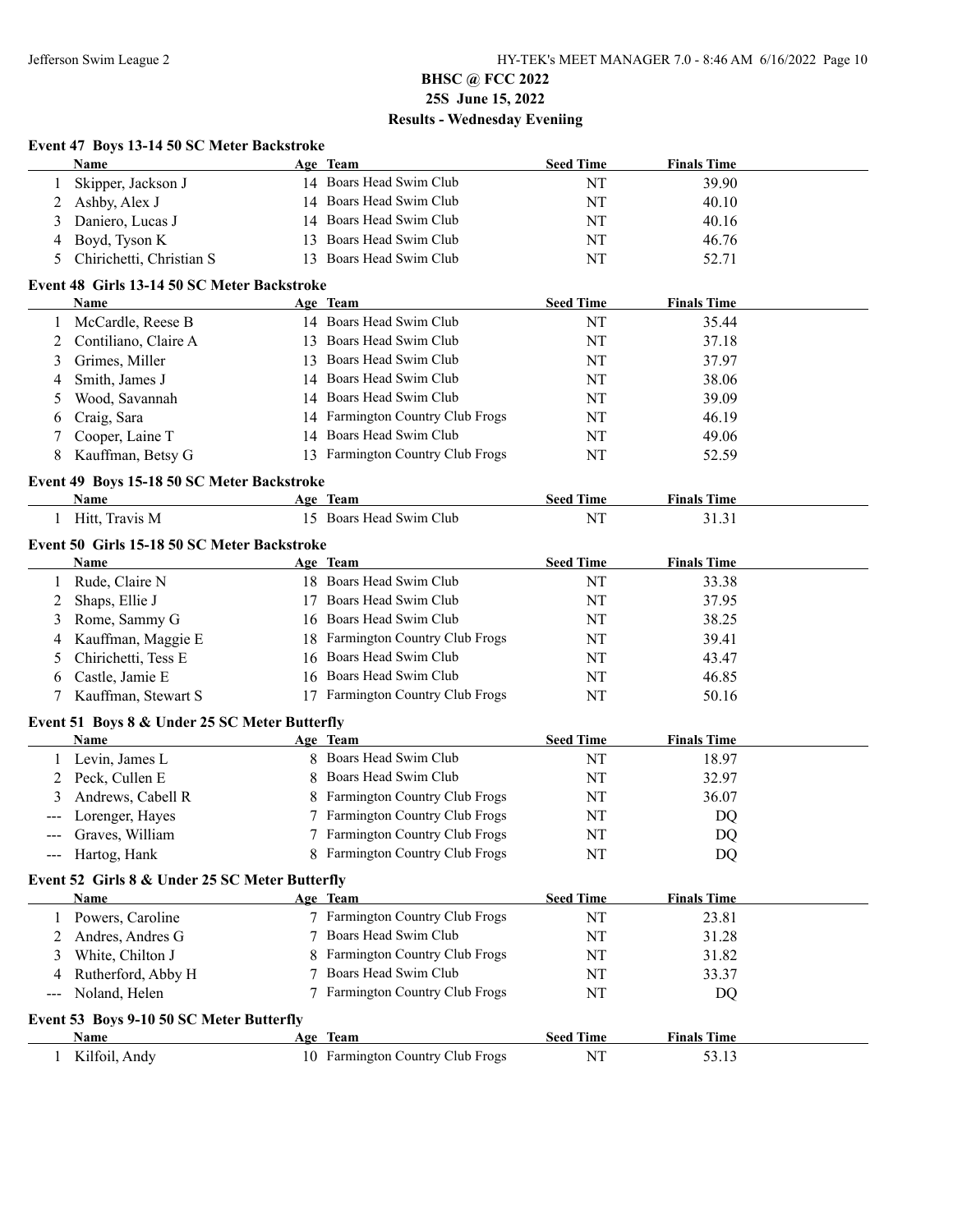# BHSC @ FCC 2022

## 25S June 15, 2022

## Results - Wednesday Eveniing

### Event 47 Boys 13-14 50 SC Meter Backstroke

| | Name | Age | Team | Seed Time | Finals Time |
|---|---|---|---|---|---|
| 1 | Skipper, Jackson J | 14 | Boars Head Swim Club | NT | 39.90 |
| 2 | Ashby, Alex J | 14 | Boars Head Swim Club | NT | 40.10 |
| 3 | Daniero, Lucas J | 14 | Boars Head Swim Club | NT | 40.16 |
| 4 | Boyd, Tyson K | 13 | Boars Head Swim Club | NT | 46.76 |
| 5 | Chirichetti, Christian S | 13 | Boars Head Swim Club | NT | 52.71 |

### Event 48 Girls 13-14 50 SC Meter Backstroke

| | Name | Age | Team | Seed Time | Finals Time |
|---|---|---|---|---|---|
| 1 | McCardle, Reese B | 14 | Boars Head Swim Club | NT | 35.44 |
| 2 | Contiliano, Claire A | 13 | Boars Head Swim Club | NT | 37.18 |
| 3 | Grimes, Miller | 13 | Boars Head Swim Club | NT | 37.97 |
| 4 | Smith, James J | 14 | Boars Head Swim Club | NT | 38.06 |
| 5 | Wood, Savannah | 14 | Boars Head Swim Club | NT | 39.09 |
| 6 | Craig, Sara | 14 | Farmington Country Club Frogs | NT | 46.19 |
| 7 | Cooper, Laine T | 14 | Boars Head Swim Club | NT | 49.06 |
| 8 | Kauffman, Betsy G | 13 | Farmington Country Club Frogs | NT | 52.59 |

### Event 49 Boys 15-18 50 SC Meter Backstroke

| | Name | Age | Team | Seed Time | Finals Time |
|---|---|---|---|---|---|
| 1 | Hitt, Travis M | 15 | Boars Head Swim Club | NT | 31.31 |

### Event 50 Girls 15-18 50 SC Meter Backstroke

| | Name | Age | Team | Seed Time | Finals Time |
|---|---|---|---|---|---|
| 1 | Rude, Claire N | 18 | Boars Head Swim Club | NT | 33.38 |
| 2 | Shaps, Ellie J | 17 | Boars Head Swim Club | NT | 37.95 |
| 3 | Rome, Sammy G | 16 | Boars Head Swim Club | NT | 38.25 |
| 4 | Kauffman, Maggie E | 18 | Farmington Country Club Frogs | NT | 39.41 |
| 5 | Chirichetti, Tess E | 16 | Boars Head Swim Club | NT | 43.47 |
| 6 | Castle, Jamie E | 16 | Boars Head Swim Club | NT | 46.85 |
| 7 | Kauffman, Stewart S | 17 | Farmington Country Club Frogs | NT | 50.16 |

### Event 51 Boys 8 & Under 25 SC Meter Butterfly

| | Name | Age | Team | Seed Time | Finals Time |
|---|---|---|---|---|---|
| 1 | Levin, James L | 8 | Boars Head Swim Club | NT | 18.97 |
| 2 | Peck, Cullen E | 8 | Boars Head Swim Club | NT | 32.97 |
| 3 | Andrews, Cabell R | 8 | Farmington Country Club Frogs | NT | 36.07 |
| --- | Lorenger, Hayes | 7 | Farmington Country Club Frogs | NT | DQ |
| --- | Graves, William | 7 | Farmington Country Club Frogs | NT | DQ |
| --- | Hartog, Hank | 8 | Farmington Country Club Frogs | NT | DQ |

### Event 52 Girls 8 & Under 25 SC Meter Butterfly

| | Name | Age | Team | Seed Time | Finals Time |
|---|---|---|---|---|---|
| 1 | Powers, Caroline | 7 | Farmington Country Club Frogs | NT | 23.81 |
| 2 | Andres, Andres G | 7 | Boars Head Swim Club | NT | 31.28 |
| 3 | White, Chilton J | 8 | Farmington Country Club Frogs | NT | 31.82 |
| 4 | Rutherford, Abby H | 7 | Boars Head Swim Club | NT | 33.37 |
| --- | Noland, Helen | 7 | Farmington Country Club Frogs | NT | DQ |

### Event 53 Boys 9-10 50 SC Meter Butterfly

| | Name | Age | Team | Seed Time | Finals Time |
|---|---|---|---|---|---|
| 1 | Kilfoil, Andy | 10 | Farmington Country Club Frogs | NT | 53.13 |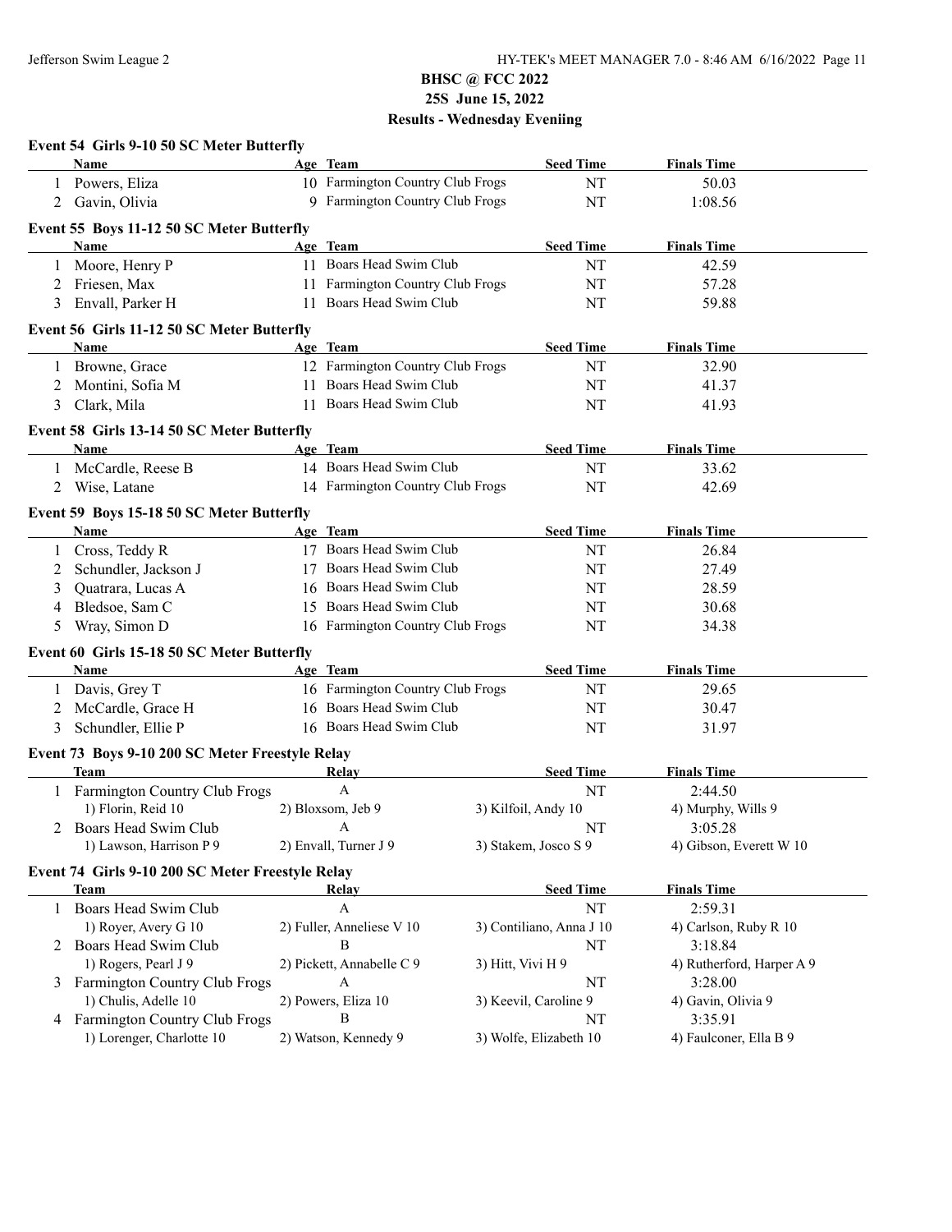# BHSC @ FCC 2022
## 25S June 15, 2022
## Results - Wednesday Eveniing

### Event 54 Girls 9-10 50 SC Meter Butterfly

| | Name | Age | Team | Seed Time | Finals Time |
|---|---|---|---|---|---|
| 1 | Powers, Eliza | 10 | Farmington Country Club Frogs | NT | 50.03 |
| 2 | Gavin, Olivia | 9 | Farmington Country Club Frogs | NT | 1:08.56 |

### Event 55 Boys 11-12 50 SC Meter Butterfly

| | Name | Age | Team | Seed Time | Finals Time |
|---|---|---|---|---|---|
| 1 | Moore, Henry P | 11 | Boars Head Swim Club | NT | 42.59 |
| 2 | Friesen, Max | 11 | Farmington Country Club Frogs | NT | 57.28 |
| 3 | Envall, Parker H | 11 | Boars Head Swim Club | NT | 59.88 |

### Event 56 Girls 11-12 50 SC Meter Butterfly

| | Name | Age | Team | Seed Time | Finals Time |
|---|---|---|---|---|---|
| 1 | Browne, Grace | 12 | Farmington Country Club Frogs | NT | 32.90 |
| 2 | Montini, Sofia M | 11 | Boars Head Swim Club | NT | 41.37 |
| 3 | Clark, Mila | 11 | Boars Head Swim Club | NT | 41.93 |

### Event 58 Girls 13-14 50 SC Meter Butterfly

| | Name | Age | Team | Seed Time | Finals Time |
|---|---|---|---|---|---|
| 1 | McCardle, Reese B | 14 | Boars Head Swim Club | NT | 33.62 |
| 2 | Wise, Latane | 14 | Farmington Country Club Frogs | NT | 42.69 |

### Event 59 Boys 15-18 50 SC Meter Butterfly

| | Name | Age | Team | Seed Time | Finals Time |
|---|---|---|---|---|---|
| 1 | Cross, Teddy R | 17 | Boars Head Swim Club | NT | 26.84 |
| 2 | Schundler, Jackson J | 17 | Boars Head Swim Club | NT | 27.49 |
| 3 | Quatrara, Lucas A | 16 | Boars Head Swim Club | NT | 28.59 |
| 4 | Bledsoe, Sam C | 15 | Boars Head Swim Club | NT | 30.68 |
| 5 | Wray, Simon D | 16 | Farmington Country Club Frogs | NT | 34.38 |

### Event 60 Girls 15-18 50 SC Meter Butterfly

| | Name | Age | Team | Seed Time | Finals Time |
|---|---|---|---|---|---|
| 1 | Davis, Grey T | 16 | Farmington Country Club Frogs | NT | 29.65 |
| 2 | McCardle, Grace H | 16 | Boars Head Swim Club | NT | 30.47 |
| 3 | Schundler, Ellie P | 16 | Boars Head Swim Club | NT | 31.97 |

### Event 73 Boys 9-10 200 SC Meter Freestyle Relay

| | Team | Relay | Seed Time | Finals Time |
|---|---|---|---|---|
| 1 | Farmington Country Club Frogs | A | NT | 2:44.50 |
| | 1) Florin, Reid 10 | 2) Bloxsom, Jeb 9 | 3) Kilfoil, Andy 10 | 4) Murphy, Wills 9 |
| 2 | Boars Head Swim Club | A | NT | 3:05.28 |
| | 1) Lawson, Harrison P 9 | 2) Envall, Turner J 9 | 3) Stakem, Josco S 9 | 4) Gibson, Everett W 10 |

### Event 74 Girls 9-10 200 SC Meter Freestyle Relay

| | Team | Relay | Seed Time | Finals Time |
|---|---|---|---|---|
| 1 | Boars Head Swim Club | A | NT | 2:59.31 |
| | 1) Royer, Avery G 10 | 2) Fuller, Anneliese V 10 | 3) Contiliano, Anna J 10 | 4) Carlson, Ruby R 10 |
| 2 | Boars Head Swim Club | B | NT | 3:18.84 |
| | 1) Rogers, Pearl J 9 | 2) Pickett, Annabelle C 9 | 3) Hitt, Vivi H 9 | 4) Rutherford, Harper A 9 |
| 3 | Farmington Country Club Frogs | A | NT | 3:28.00 |
| | 1) Chulis, Adelle 10 | 2) Powers, Eliza 10 | 3) Keevil, Caroline 9 | 4) Gavin, Olivia 9 |
| 4 | Farmington Country Club Frogs | B | NT | 3:35.91 |
| | 1) Lorenger, Charlotte 10 | 2) Watson, Kennedy 9 | 3) Wolfe, Elizabeth 10 | 4) Faulconer, Ella B 9 |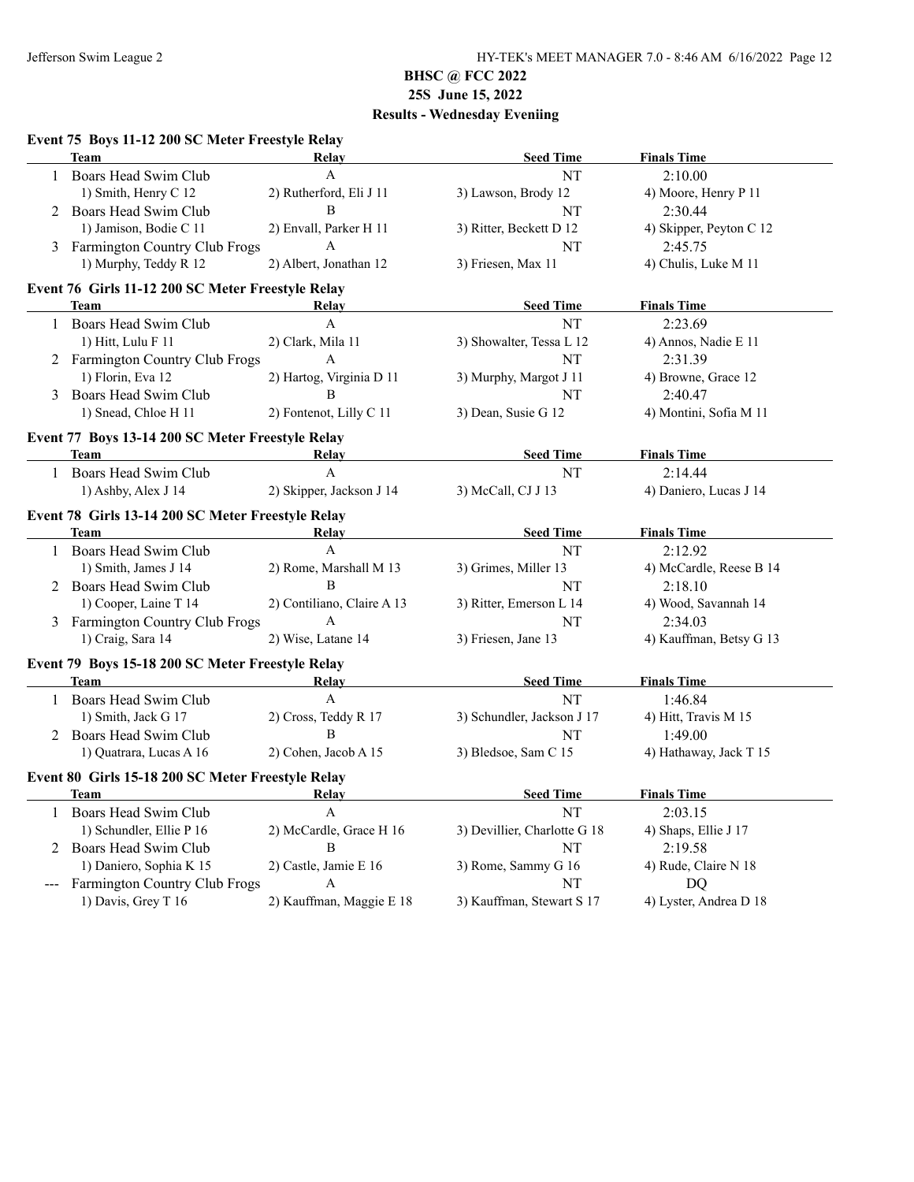**BHSC @ FCC 2022**
**25S June 15, 2022**
**Results - Wednesday Eveniing**

### Event 75 Boys 11-12 200 SC Meter Freestyle Relay

| | Team | Relay | Seed Time | Finals Time |
|---|---|---|---|---|
| 1 | Boars Head Swim Club | A | NT | 2:10.00 |
| | 1) Smith, Henry C 12 | 2) Rutherford, Eli J 11 | 3) Lawson, Brody 12 | 4) Moore, Henry P 11 |
| 2 | Boars Head Swim Club | B | NT | 2:30.44 |
| | 1) Jamison, Bodie C 11 | 2) Envall, Parker H 11 | 3) Ritter, Beckett D 12 | 4) Skipper, Peyton C 12 |
| 3 | Farmington Country Club Frogs | A | NT | 2:45.75 |
| | 1) Murphy, Teddy R 12 | 2) Albert, Jonathan 12 | 3) Friesen, Max 11 | 4) Chulis, Luke M 11 |

### Event 76 Girls 11-12 200 SC Meter Freestyle Relay

| | Team | Relay | Seed Time | Finals Time |
|---|---|---|---|---|
| 1 | Boars Head Swim Club | A | NT | 2:23.69 |
| | 1) Hitt, Lulu F 11 | 2) Clark, Mila 11 | 3) Showalter, Tessa L 12 | 4) Annos, Nadie E 11 |
| 2 | Farmington Country Club Frogs | A | NT | 2:31.39 |
| | 1) Florin, Eva 12 | 2) Hartog, Virginia D 11 | 3) Murphy, Margot J 11 | 4) Browne, Grace 12 |
| 3 | Boars Head Swim Club | B | NT | 2:40.47 |
| | 1) Snead, Chloe H 11 | 2) Fontenot, Lilly C 11 | 3) Dean, Susie G 12 | 4) Montini, Sofia M 11 |

### Event 77 Boys 13-14 200 SC Meter Freestyle Relay

| | Team | Relay | Seed Time | Finals Time |
|---|---|---|---|---|
| 1 | Boars Head Swim Club | A | NT | 2:14.44 |
| | 1) Ashby, Alex J 14 | 2) Skipper, Jackson J 14 | 3) McCall, CJ J 13 | 4) Daniero, Lucas J 14 |

### Event 78 Girls 13-14 200 SC Meter Freestyle Relay

| | Team | Relay | Seed Time | Finals Time |
|---|---|---|---|---|
| 1 | Boars Head Swim Club | A | NT | 2:12.92 |
| | 1) Smith, James J 14 | 2) Rome, Marshall M 13 | 3) Grimes, Miller 13 | 4) McCardle, Reese B 14 |
| 2 | Boars Head Swim Club | B | NT | 2:18.10 |
| | 1) Cooper, Laine T 14 | 2) Contiliano, Claire A 13 | 3) Ritter, Emerson L 14 | 4) Wood, Savannah 14 |
| 3 | Farmington Country Club Frogs | A | NT | 2:34.03 |
| | 1) Craig, Sara 14 | 2) Wise, Latane 14 | 3) Friesen, Jane 13 | 4) Kauffman, Betsy G 13 |

### Event 79 Boys 15-18 200 SC Meter Freestyle Relay

| | Team | Relay | Seed Time | Finals Time |
|---|---|---|---|---|
| 1 | Boars Head Swim Club | A | NT | 1:46.84 |
| | 1) Smith, Jack G 17 | 2) Cross, Teddy R 17 | 3) Schundler, Jackson J 17 | 4) Hitt, Travis M 15 |
| 2 | Boars Head Swim Club | B | NT | 1:49.00 |
| | 1) Quatrara, Lucas A 16 | 2) Cohen, Jacob A 15 | 3) Bledsoe, Sam C 15 | 4) Hathaway, Jack T 15 |

### Event 80 Girls 15-18 200 SC Meter Freestyle Relay

| | Team | Relay | Seed Time | Finals Time |
|---|---|---|---|---|
| 1 | Boars Head Swim Club | A | NT | 2:03.15 |
| | 1) Schundler, Ellie P 16 | 2) McCardle, Grace H 16 | 3) Devillier, Charlotte G 18 | 4) Shaps, Ellie J 17 |
| 2 | Boars Head Swim Club | B | NT | 2:19.58 |
| | 1) Daniero, Sophia K 15 | 2) Castle, Jamie E 16 | 3) Rome, Sammy G 16 | 4) Rude, Claire N 18 |
| --- | Farmington Country Club Frogs | A | NT | DQ |
| | 1) Davis, Grey T 16 | 2) Kauffman, Maggie E 18 | 3) Kauffman, Stewart S 17 | 4) Lyster, Andrea D 18 |